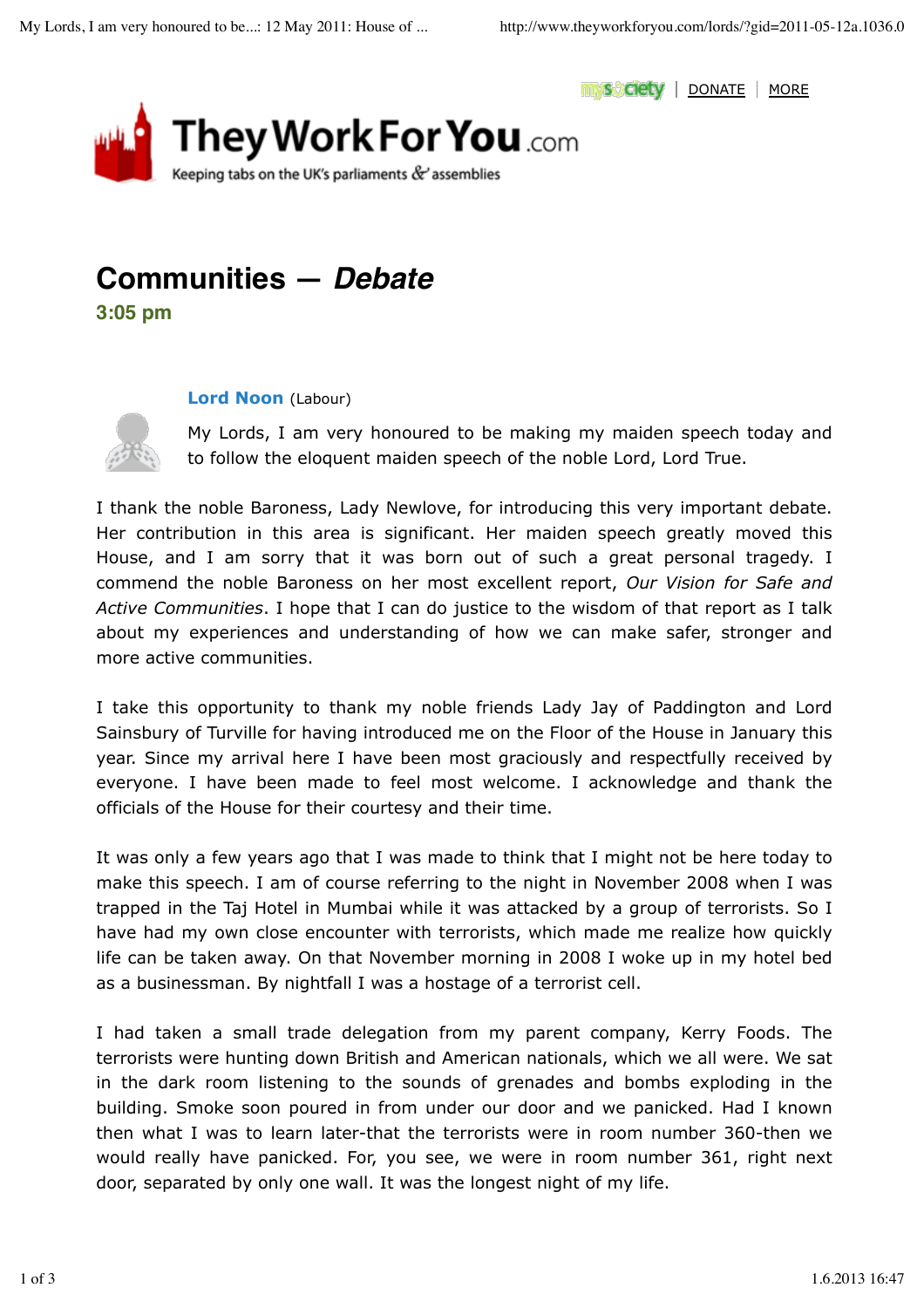TheyWorkForYou.com

Keeping tabs on the UK's parliaments & assemblies

# Communities — *Debate*

**3:05 pm**

**Lord Noon** (Labour)

My Lords, I am very honoured to be making my maiden speech today and to follow the eloquent maiden speech of the noble Lord, Lord True.

I thank the noble Baroness, Lady Newlove, for introducing this very important debate. Her contribution in this area is significant. Her maiden speech greatly moved this House, and I am sorry that it was born out of such a great personal tragedy. I commend the noble Baroness on her most excellent report, *Our Vision for Safe and Active Communities*. I hope that I can do justice to the wisdom of that report as I talk about my experiences and understanding of how we can make safer, stronger and more active communities.

I take this opportunity to thank my noble friends Lady Jay of Paddington and Lord Sainsbury of Turville for having introduced me on the Floor of the House in January this year. Since my arrival here I have been most graciously and respectfully received by everyone. I have been made to feel most welcome. I acknowledge and thank the officials of the House for their courtesy and their time.

It was only a few years ago that I was made to think that I might not be here today to make this speech. I am of course referring to the night in November 2008 when I was trapped in the Taj Hotel in Mumbai while it was attacked by a group of terrorists. So I have had my own close encounter with terrorists, which made me realize how quickly life can be taken away. On that November morning in 2008 I woke up in my hotel bed as a businessman. By nightfall I was a hostage of a terrorist cell.

I had taken a small trade delegation from my parent company, Kerry Foods. The terrorists were hunting down British and American nationals, which we all were. We sat in the dark room listening to the sounds of grenades and bombs exploding in the building. Smoke soon poured in from under our door and we panicked. Had I known then what I was to learn later-that the terrorists were in room number 360-then we would really have panicked. For, you see, we were in room number 361, right next door, separated by only one wall. It was the longest night of my life.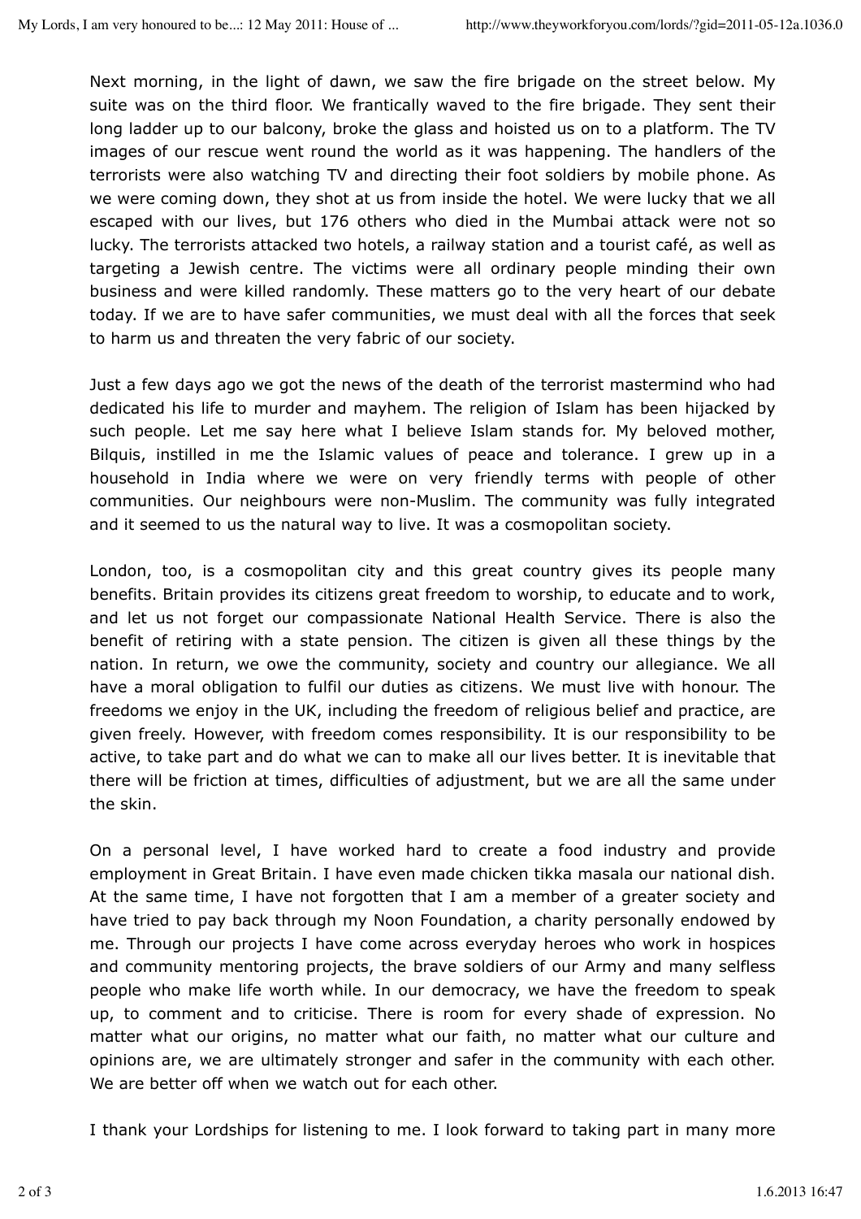Next morning, in the light of dawn, we saw the fire brigade on the street below. My suite was on the third floor. We frantically waved to the fire brigade. They sent their long ladder up to our balcony, broke the glass and hoisted us on to a platform. The TV images of our rescue went round the world as it was happening. The handlers of the terrorists were also watching TV and directing their foot soldiers by mobile phone. As we were coming down, they shot at us from inside the hotel. We were lucky that we all escaped with our lives, but 176 others who died in the Mumbai attack were not so lucky. The terrorists attacked two hotels, a railway station and a tourist café, as well as targeting a Jewish centre. The victims were all ordinary people minding their own business and were killed randomly. These matters go to the very heart of our debate today. If we are to have safer communities, we must deal with all the forces that seek to harm us and threaten the very fabric of our society.

Just a few days ago we got the news of the death of the terrorist mastermind who had dedicated his life to murder and mayhem. The religion of Islam has been hijacked by such people. Let me say here what I believe Islam stands for. My beloved mother, Bilquis, instilled in me the Islamic values of peace and tolerance. I grew up in a household in India where we were on very friendly terms with people of other communities. Our neighbours were non-Muslim. The community was fully integrated and it seemed to us the natural way to live. It was a cosmopolitan society.

London, too, is a cosmopolitan city and this great country gives its people many benefits. Britain provides its citizens great freedom to worship, to educate and to work, and let us not forget our compassionate National Health Service. There is also the benefit of retiring with a state pension. The citizen is given all these things by the nation. In return, we owe the community, society and country our allegiance. We all have a moral obligation to fulfil our duties as citizens. We must live with honour. The freedoms we enjoy in the UK, including the freedom of religious belief and practice, are given freely. However, with freedom comes responsibility. It is our responsibility to be active, to take part and do what we can to make all our lives better. It is inevitable that there will be friction at times, difficulties of adjustment, but we are all the same under the skin.

On a personal level, I have worked hard to create a food industry and provide employment in Great Britain. I have even made chicken tikka masala our national dish. At the same time, I have not forgotten that I am a member of a greater society and have tried to pay back through my Noon Foundation, a charity personally endowed by me. Through our projects I have come across everyday heroes who work in hospices and community mentoring projects, the brave soldiers of our Army and many selfless people who make life worth while. In our democracy, we have the freedom to speak up, to comment and to criticise. There is room for every shade of expression. No matter what our origins, no matter what our faith, no matter what our culture and opinions are, we are ultimately stronger and safer in the community with each other. We are better off when we watch out for each other.

I thank your Lordships for listening to me. I look forward to taking part in many more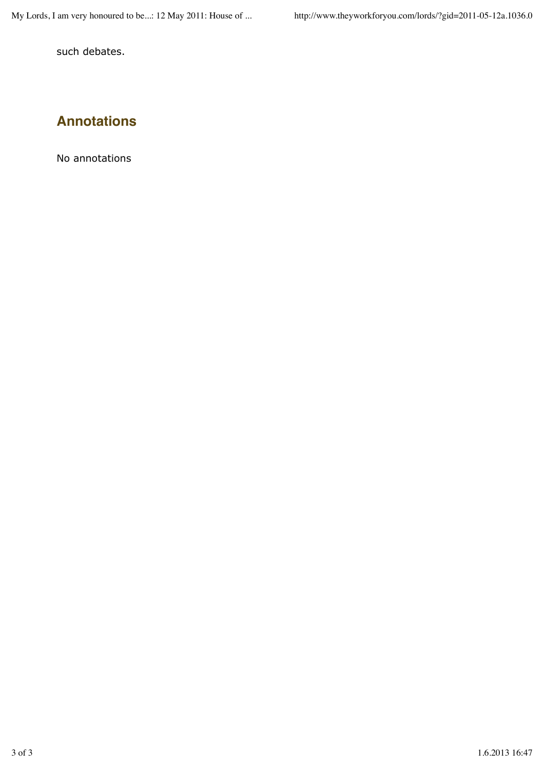such debates.

## Annotations

No annotations